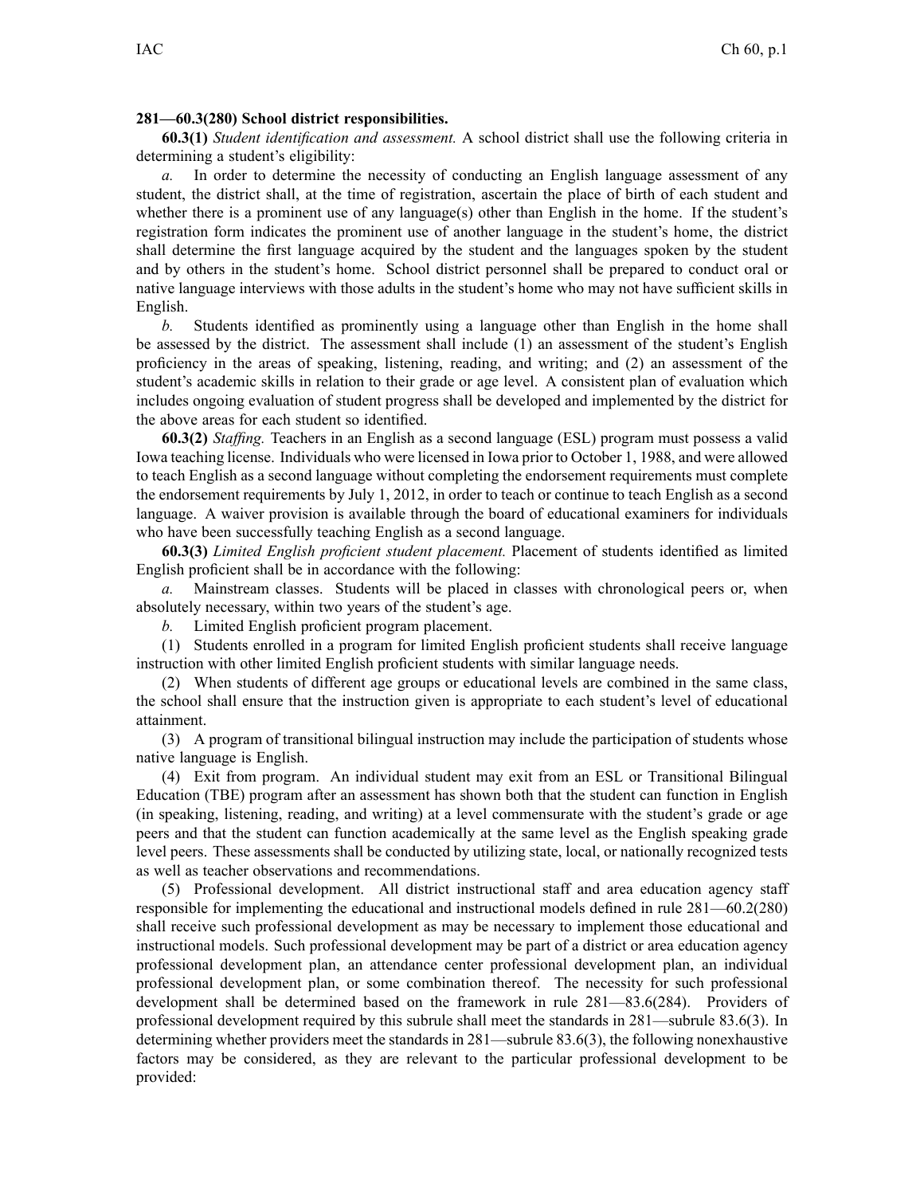**281—60.3(280) School district responsibilities.**

**60.3(1)** *Student identification and assessment.* A school district shall use the following criteria in determining a student's eligibility:

*a.* In order to determine the necessity of conducting an English language assessment of any student, the district shall, at the time of registration, ascertain the place of birth of each student and whether there is a prominent use of any language(s) other than English in the home. If the student's registration form indicates the prominent use of another language in the student's home, the district shall determine the first language acquired by the student and the languages spoken by the student and by others in the student's home. School district personnel shall be prepared to conduct oral or native language interviews with those adults in the student's home who may not have sufficient skills in English.

*b.* Students identified as prominently using a language other than English in the home shall be assessed by the district. The assessment shall include (1) an assessment of the student's English proficiency in the areas of speaking, listening, reading, and writing; and (2) an assessment of the student's academic skills in relation to their grade or age level. A consistent plan of evaluation which includes ongoing evaluation of student progress shall be developed and implemented by the district for the above areas for each student so identified.

**60.3(2)** *Staffing.* Teachers in an English as a second language (ESL) program must possess a valid Iowa teaching license. Individuals who were licensed in Iowa prior to October 1, 1988, and were allowed to teach English as a second language without completing the endorsement requirements must complete the endorsement requirements by July 1, 2012, in order to teach or continue to teach English as a second language. A waiver provision is available through the board of educational examiners for individuals who have been successfully teaching English as a second language.

**60.3(3)** *Limited English proficient student placement.* Placement of students identified as limited English proficient shall be in accordance with the following:

*a.* Mainstream classes. Students will be placed in classes with chronological peers or, when absolutely necessary, within two years of the student's age.

*b.* Limited English proficient program placement.

(1) Students enrolled in a program for limited English proficient students shall receive language instruction with other limited English proficient students with similar language needs.

(2) When students of different age groups or educational levels are combined in the same class, the school shall ensure that the instruction given is appropriate to each student's level of educational attainment.

(3) A program of transitional bilingual instruction may include the participation of students whose native language is English.

(4) Exit from program. An individual student may exit from an ESL or Transitional Bilingual Education (TBE) program after an assessment has shown both that the student can function in English (in speaking, listening, reading, and writing) at a level commensurate with the student's grade or age peers and that the student can function academically at the same level as the English speaking grade level peers. These assessments shall be conducted by utilizing state, local, or nationally recognized tests as well as teacher observations and recommendations.

(5) Professional development. All district instructional staff and area education agency staff responsible for implementing the educational and instructional models defined in rule 281—60.2(280) shall receive such professional development as may be necessary to implement those educational and instructional models. Such professional development may be part of a district or area education agency professional development plan, an attendance center professional development plan, an individual professional development plan, or some combination thereof. The necessity for such professional development shall be determined based on the framework in rule 281—83.6(284). Providers of professional development required by this subrule shall meet the standards in 281—subrule 83.6(3). In determining whether providers meet the standards in 281—subrule 83.6(3), the following nonexhaustive factors may be considered, as they are relevant to the particular professional development to be provided: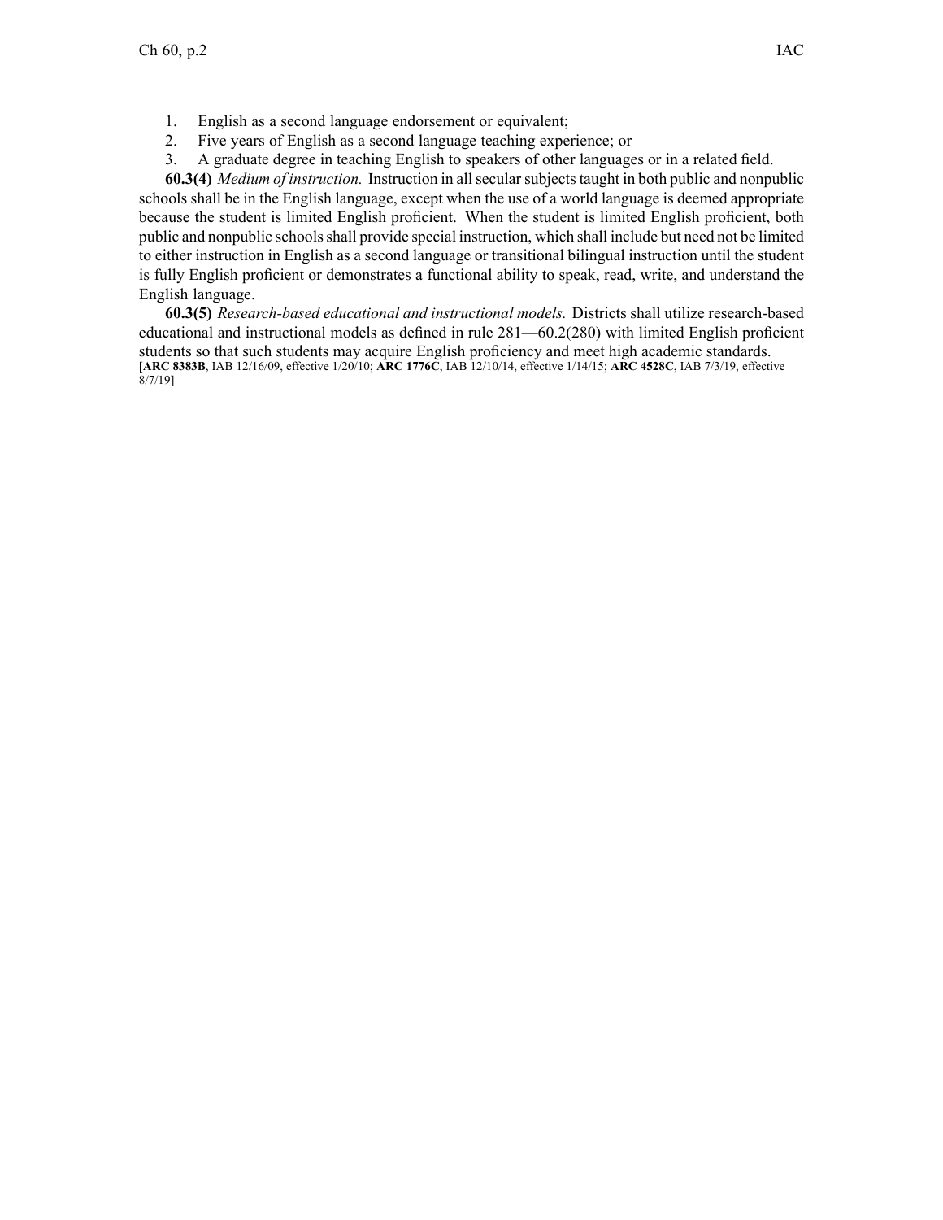1. English as a second language endorsement or equivalent;
2. Five years of English as a second language teaching experience; or
3. A graduate degree in teaching English to speakers of other languages or in a related field.

**60.3(4)** *Medium of instruction.* Instruction in all secular subjects taught in both public and nonpublic schools shall be in the English language, except when the use of a world language is deemed appropriate because the student is limited English proficient. When the student is limited English proficient, both public and nonpublic schools shall provide special instruction, which shall include but need not be limited to either instruction in English as a second language or transitional bilingual instruction until the student is fully English proficient or demonstrates a functional ability to speak, read, write, and understand the English language.

**60.3(5)** *Research-based educational and instructional models.* Districts shall utilize research-based educational and instructional models as defined in rule 281—60.2(280) with limited English proficient students so that such students may acquire English proficiency and meet high academic standards.

[**ARC 8383B**, IAB 12/16/09, effective 1/20/10; **ARC 1776C**, IAB 12/10/14, effective 1/14/15; **ARC 4528C**, IAB 7/3/19, effective 8/7/19]